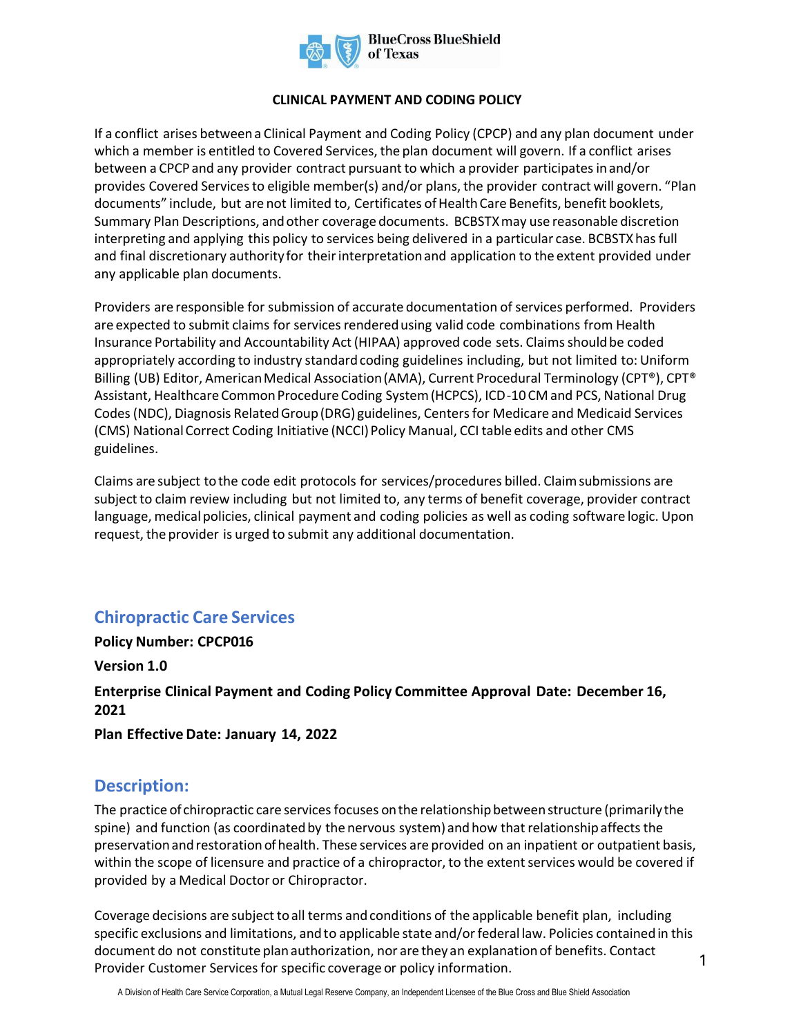**CLINICAL PAYMENT AND CODING POLICY**

If a conflict arises between a Clinical Payment and Coding Policy (CPCP) and any plan document under which a member is entitled to Covered Services, the plan document will govern. If a conflict arises between a CPCP and any provider contract pursuant to which a provider participates in and/or provides Covered Services to eligible member(s) and/or plans, the provider contract will govern. "Plan documents" include, but are not limited to, Certificates of Health Care Benefits, benefit booklets, Summary Plan Descriptions, and other coverage documents. BCBSTX may use reasonable discretion interpreting and applying this policy to services being delivered in a particular case. BCBSTX has full and final discretionary authority for their interpretation and application to the extent provided under any applicable plan documents.

Providers are responsible for submission of accurate documentation of services performed. Providers are expected to submit claims for services rendered using valid code combinations from Health Insurance Portability and Accountability Act (HIPAA) approved code sets. Claims should be coded appropriately according to industry standard coding guidelines including, but not limited to: Uniform Billing (UB) Editor, American Medical Association (AMA), Current Procedural Terminology (CPT®), CPT® Assistant, Healthcare Common Procedure Coding System (HCPCS), ICD-10 CM and PCS, National Drug Codes (NDC), Diagnosis Related Group (DRG) guidelines, Centers for Medicare and Medicaid Services (CMS) National Correct Coding Initiative (NCCI) Policy Manual, CCI table edits and other CMS guidelines.

Claims are subject to the code edit protocols for services/procedures billed. Claim submissions are subject to claim review including but not limited to, any terms of benefit coverage, provider contract language, medical policies, clinical payment and coding policies as well as coding software logic. Upon request, the provider is urged to submit any additional documentation.

## Chiropractic Care Services

**Policy Number: CPCP016**

**Version 1.0**

**Enterprise Clinical Payment and Coding Policy Committee Approval Date: December 16, 2021**

**Plan Effective Date: January 14, 2022**

## Description:

The practice of chiropractic care services focuses on the relationship between structure (primarily the spine) and function (as coordinated by the nervous system) and how that relationship affects the preservation and restoration of health. These services are provided on an inpatient or outpatient basis, within the scope of licensure and practice of a chiropractor, to the extent services would be covered if provided by a Medical Doctor or Chiropractor.

Coverage decisions are subject to all terms and conditions of the applicable benefit plan, including specific exclusions and limitations, and to applicable state and/or federal law. Policies contained in this document do not constitute plan authorization, nor are they an explanation of benefits. Contact Provider Customer Services for specific coverage or policy information.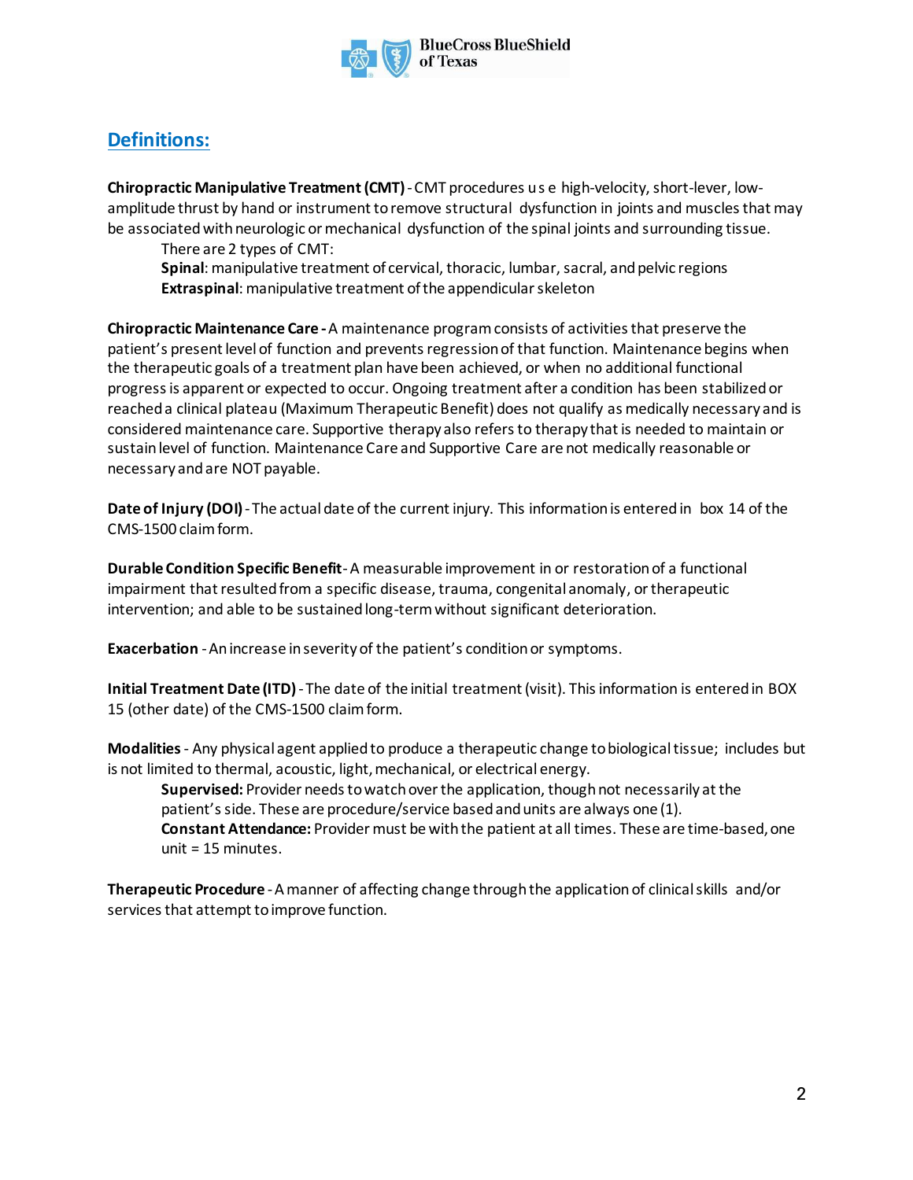## Definitions:

**Chiropractic Manipulative Treatment (CMT)** - CMT procedures use high-velocity, short-lever, low-amplitude thrust by hand or instrument to remove structural dysfunction in joints and muscles that may be associated with neurologic or mechanical dysfunction of the spinal joints and surrounding tissue.

There are 2 types of CMT:

**Spinal**: manipulative treatment of cervical, thoracic, lumbar, sacral, and pelvic regions

**Extraspinal**: manipulative treatment of the appendicular skeleton

**Chiropractic Maintenance Care -** A maintenance program consists of activities that preserve the patient's present level of function and prevents regression of that function. Maintenance begins when the therapeutic goals of a treatment plan have been achieved, or when no additional functional progress is apparent or expected to occur. Ongoing treatment after a condition has been stabilized or reached a clinical plateau (Maximum Therapeutic Benefit) does not qualify as medically necessary and is considered maintenance care. Supportive therapy also refers to therapy that is needed to maintain or sustain level of function. Maintenance Care and Supportive Care are not medically reasonable or necessary and are NOT payable.

**Date of Injury (DOI)** - The actual date of the current injury. This information is entered in box 14 of the CMS-1500 claim form.

**Durable Condition Specific Benefit** - A measurable improvement in or restoration of a functional impairment that resulted from a specific disease, trauma, congenital anomaly, or therapeutic intervention; and able to be sustained long-term without significant deterioration.

**Exacerbation** - An increase in severity of the patient's condition or symptoms.

**Initial Treatment Date (ITD)** - The date of the initial treatment (visit). This information is entered in BOX 15 (other date) of the CMS-1500 claim form.

**Modalities** - Any physical agent applied to produce a therapeutic change to biological tissue; includes but is not limited to thermal, acoustic, light, mechanical, or electrical energy.

**Supervised:** Provider needs to watch over the application, though not necessarily at the patient's side. These are procedure/service based and units are always one (1).

**Constant Attendance:** Provider must be with the patient at all times. These are time-based, one unit = 15 minutes.

**Therapeutic Procedure** - A manner of affecting change through the application of clinical skills and/or services that attempt to improve function.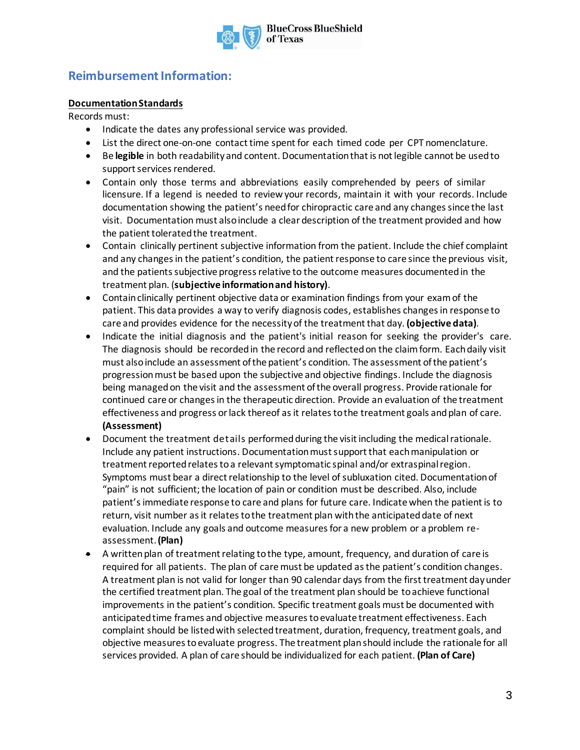## Reimbursement Information:

**Documentation Standards**

Records must:

- Indicate the dates any professional service was provided.
- List the direct one-on-one contact time spent for each timed code per CPT nomenclature.
- Be **legible** in both readability and content. Documentation that is not legible cannot be used to support services rendered.
- Contain only those terms and abbreviations easily comprehended by peers of similar licensure. If a legend is needed to review your records, maintain it with your records. Include documentation showing the patient's need for chiropractic care and any changes since the last visit. Documentation must also include a clear description of the treatment provided and how the patient tolerated the treatment.
- Contain clinically pertinent subjective information from the patient. Include the chief complaint and any changes in the patient's condition, the patient response to care since the previous visit, and the patients subjective progress relative to the outcome measures documented in the treatment plan. (**subjective information and history)**.
- Contain clinically pertinent objective data or examination findings from your exam of the patient. This data provides a way to verify diagnosis codes, establishes changes in response to care and provides evidence for the necessity of the treatment that day. **(objective data)**.
- Indicate the initial diagnosis and the patient's initial reason for seeking the provider's care. The diagnosis should be recorded in the record and reflected on the claim form. Each daily visit must also include an assessment of the patient's condition. The assessment of the patient's progression must be based upon the subjective and objective findings. Include the diagnosis being managed on the visit and the assessment of the overall progress. Provide rationale for continued care or changes in the therapeutic direction. Provide an evaluation of the treatment effectiveness and progress or lack thereof as it relates to the treatment goals and plan of care. **(Assessment)**
- Document the treatment details performed during the visit including the medical rationale. Include any patient instructions. Documentation must support that each manipulation or treatment reported relates to a relevant symptomatic spinal and/or extraspinal region. Symptoms must bear a direct relationship to the level of subluxation cited. Documentation of "pain" is not sufficient; the location of pain or condition must be described. Also, include patient's immediate response to care and plans for future care. Indicate when the patient is to return, visit number as it relates to the treatment plan with the anticipated date of next evaluation. Include any goals and outcome measures for a new problem or a problem re-assessment. **(Plan)**
- A written plan of treatment relating to the type, amount, frequency, and duration of care is required for all patients. The plan of care must be updated as the patient's condition changes. A treatment plan is not valid for longer than 90 calendar days from the first treatment day under the certified treatment plan. The goal of the treatment plan should be to achieve functional improvements in the patient's condition. Specific treatment goals must be documented with anticipated time frames and objective measures to evaluate treatment effectiveness. Each complaint should be listed with selected treatment, duration, frequency, treatment goals, and objective measures to evaluate progress. The treatment plan should include the rationale for all services provided. A plan of care should be individualized for each patient. **(Plan of Care)**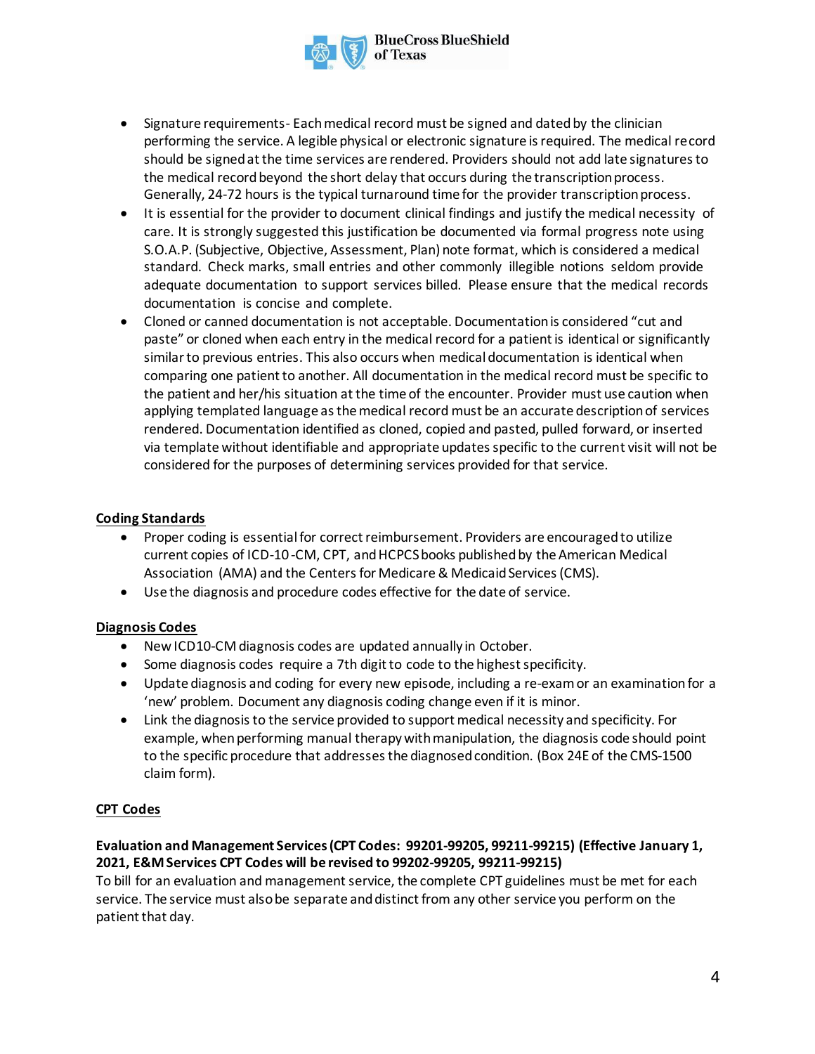- Signature requirements- Each medical record must be signed and dated by the clinician performing the service. A legible physical or electronic signature is required. The medical record should be signed at the time services are rendered. Providers should not add late signatures to the medical record beyond the short delay that occurs during the transcription process. Generally, 24-72 hours is the typical turnaround time for the provider transcription process.
- It is essential for the provider to document clinical findings and justify the medical necessity of care. It is strongly suggested this justification be documented via formal progress note using S.O.A.P. (Subjective, Objective, Assessment, Plan) note format, which is considered a medical standard. Check marks, small entries and other commonly illegible notions seldom provide adequate documentation to support services billed. Please ensure that the medical records documentation is concise and complete.
- Cloned or canned documentation is not acceptable. Documentation is considered "cut and paste" or cloned when each entry in the medical record for a patient is identical or significantly similar to previous entries. This also occurs when medical documentation is identical when comparing one patient to another. All documentation in the medical record must be specific to the patient and her/his situation at the time of the encounter. Provider must use caution when applying templated language as the medical record must be an accurate description of services rendered. Documentation identified as cloned, copied and pasted, pulled forward, or inserted via template without identifiable and appropriate updates specific to the current visit will not be considered for the purposes of determining services provided for that service.

## Coding Standards

- Proper coding is essential for correct reimbursement. Providers are encouraged to utilize current copies of ICD-10-CM, CPT, and HCPCS books published by the American Medical Association (AMA) and the Centers for Medicare & Medicaid Services (CMS).
- Use the diagnosis and procedure codes effective for the date of service.

## Diagnosis Codes

- New ICD10-CM diagnosis codes are updated annually in October.
- Some diagnosis codes require a 7th digit to code to the highest specificity.
- Update diagnosis and coding for every new episode, including a re-exam or an examination for a 'new' problem. Document any diagnosis coding change even if it is minor.
- Link the diagnosis to the service provided to support medical necessity and specificity. For example, when performing manual therapy with manipulation, the diagnosis code should point to the specific procedure that addresses the diagnosed condition. (Box 24E of the CMS-1500 claim form).

## CPT Codes

### Evaluation and Management Services (CPT Codes: 99201-99205, 99211-99215) (Effective January 1, 2021, E&M Services CPT Codes will be revised to 99202-99205, 99211-99215)

To bill for an evaluation and management service, the complete CPT guidelines must be met for each service. The service must also be separate and distinct from any other service you perform on the patient that day.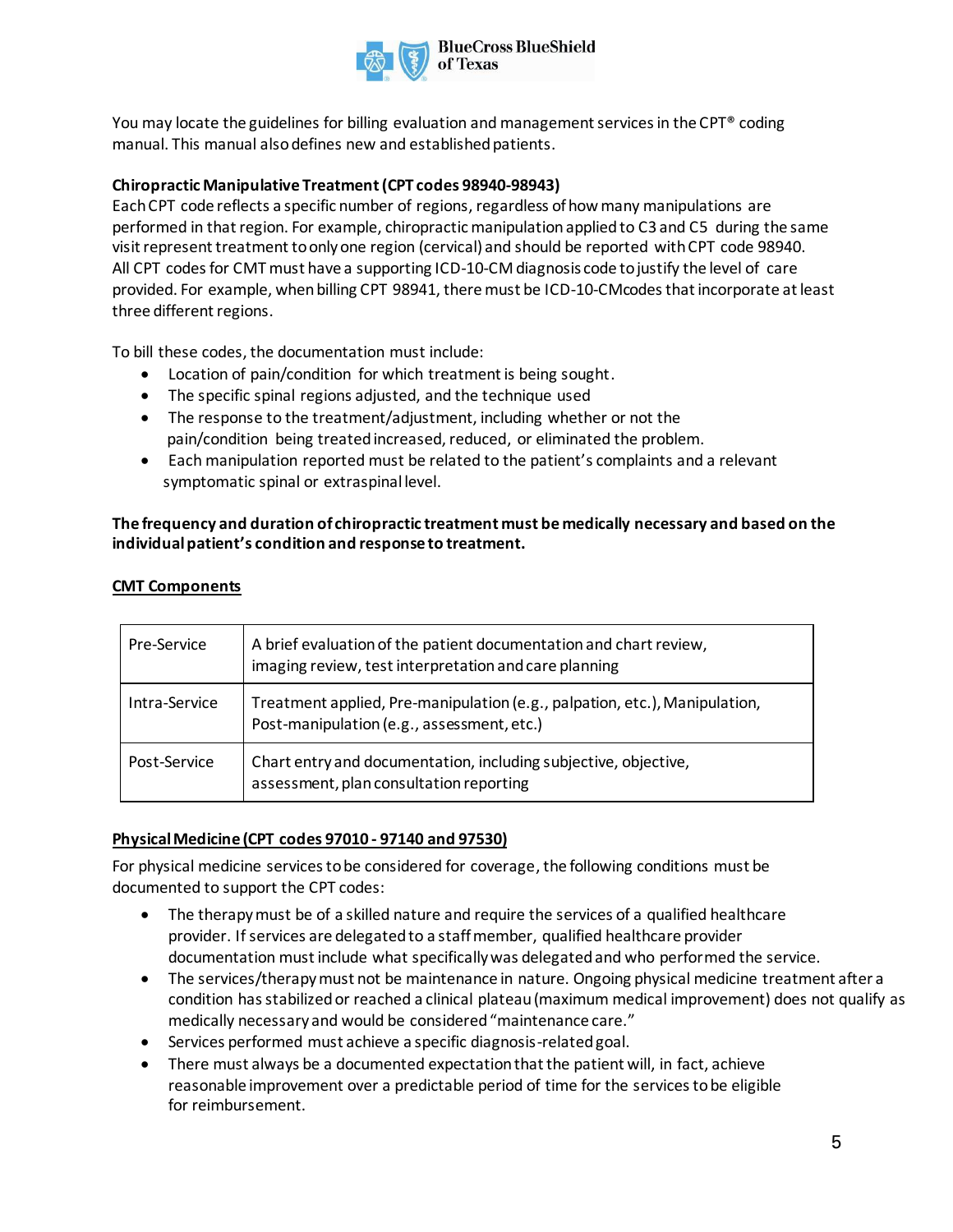You may locate the guidelines for billing evaluation and management services in the CPT® coding manual. This manual also defines new and established patients.

**Chiropractic Manipulative Treatment (CPT codes 98940-98943)**

Each CPT code reflects a specific number of regions, regardless of how many manipulations are performed in that region. For example, chiropractic manipulation applied to C3 and C5 during the same visit represent treatment to only one region (cervical) and should be reported with CPT code 98940. All CPT codes for CMT must have a supporting ICD-10-CM diagnosis code to justify the level of care provided. For example, when billing CPT 98941, there must be ICD-10-CMcodes that incorporate at least three different regions.

To bill these codes, the documentation must include:

- Location of pain/condition for which treatment is being sought.
- The specific spinal regions adjusted, and the technique used
- The response to the treatment/adjustment, including whether or not the pain/condition being treated increased, reduced, or eliminated the problem.
- Each manipulation reported must be related to the patient's complaints and a relevant symptomatic spinal or extraspinal level.

**The frequency and duration of chiropractic treatment must be medically necessary and based on the individual patient's condition and response to treatment.**

**CMT Components**

| | |
|---|---|
| Pre-Service | A brief evaluation of the patient documentation and chart review, imaging review, test interpretation and care planning |
| Intra-Service | Treatment applied, Pre-manipulation (e.g., palpation, etc.), Manipulation, Post-manipulation (e.g., assessment, etc.) |
| Post-Service | Chart entry and documentation, including subjective, objective, assessment, plan consultation reporting |

**Physical Medicine (CPT codes 97010 - 97140 and 97530)**

For physical medicine services to be considered for coverage, the following conditions must be documented to support the CPT codes:

- The therapy must be of a skilled nature and require the services of a qualified healthcare provider. If services are delegated to a staff member, qualified healthcare provider documentation must include what specifically was delegated and who performed the service.
- The services/therapy must not be maintenance in nature. Ongoing physical medicine treatment after a condition has stabilized or reached a clinical plateau (maximum medical improvement) does not qualify as medically necessary and would be considered "maintenance care."
- Services performed must achieve a specific diagnosis-related goal.
- There must always be a documented expectation that the patient will, in fact, achieve reasonable improvement over a predictable period of time for the services to be eligible for reimbursement.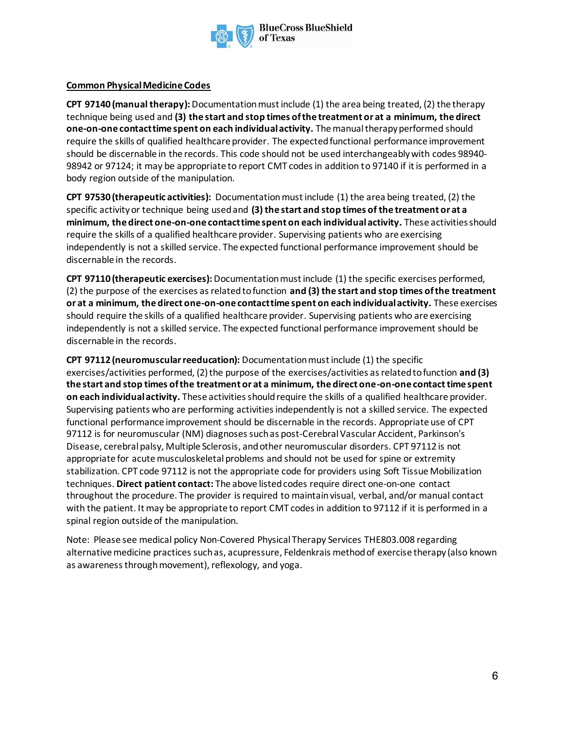**Common Physical Medicine Codes**

**CPT 97140 (manual therapy):** Documentation must include (1) the area being treated, (2) the therapy technique being used and **(3) the start and stop times of the treatment or at a minimum, the direct one-on-one contact time spent on each individual activity.** The manual therapy performed should require the skills of qualified healthcare provider. The expected functional performance improvement should be discernable in the records. This code should not be used interchangeably with codes 98940-98942 or 97124; it may be appropriate to report CMT codes in addition to 97140 if it is performed in a body region outside of the manipulation.

**CPT 97530 (therapeutic activities):** Documentation must include (1) the area being treated, (2) the specific activity or technique being used and **(3) the start and stop times of the treatment or at a minimum, the direct one-on-one contact time spent on each individual activity.** These activities should require the skills of a qualified healthcare provider. Supervising patients who are exercising independently is not a skilled service. The expected functional performance improvement should be discernable in the records.

**CPT 97110 (therapeutic exercises):** Documentation must include (1) the specific exercises performed, (2) the purpose of the exercises as related to function **and (3) the start and stop times of the treatment or at a minimum, the direct one-on-one contact time spent on each individual activity.** These exercises should require the skills of a qualified healthcare provider. Supervising patients who are exercising independently is not a skilled service. The expected functional performance improvement should be discernable in the records.

**CPT 97112 (neuromuscular reeducation):** Documentation must include (1) the specific exercises/activities performed, (2) the purpose of the exercises/activities as related to function **and (3) the start and stop times of the treatment or at a minimum, the direct one-on-one contact time spent on each individual activity.** These activities should require the skills of a qualified healthcare provider. Supervising patients who are performing activities independently is not a skilled service. The expected functional performance improvement should be discernable in the records. Appropriate use of CPT 97112 is for neuromuscular (NM) diagnoses such as post-Cerebral Vascular Accident, Parkinson's Disease, cerebral palsy, Multiple Sclerosis, and other neuromuscular disorders. CPT 97112 is not appropriate for acute musculoskeletal problems and should not be used for spine or extremity stabilization. CPT code 97112 is not the appropriate code for providers using Soft Tissue Mobilization techniques. **Direct patient contact:** The above listed codes require direct one-on-one contact throughout the procedure. The provider is required to maintain visual, verbal, and/or manual contact with the patient. It may be appropriate to report CMT codes in addition to 97112 if it is performed in a spinal region outside of the manipulation.

Note: Please see medical policy Non-Covered Physical Therapy Services THE803.008 regarding alternative medicine practices such as, acupressure, Feldenkrais method of exercise therapy (also known as awareness through movement), reflexology, and yoga.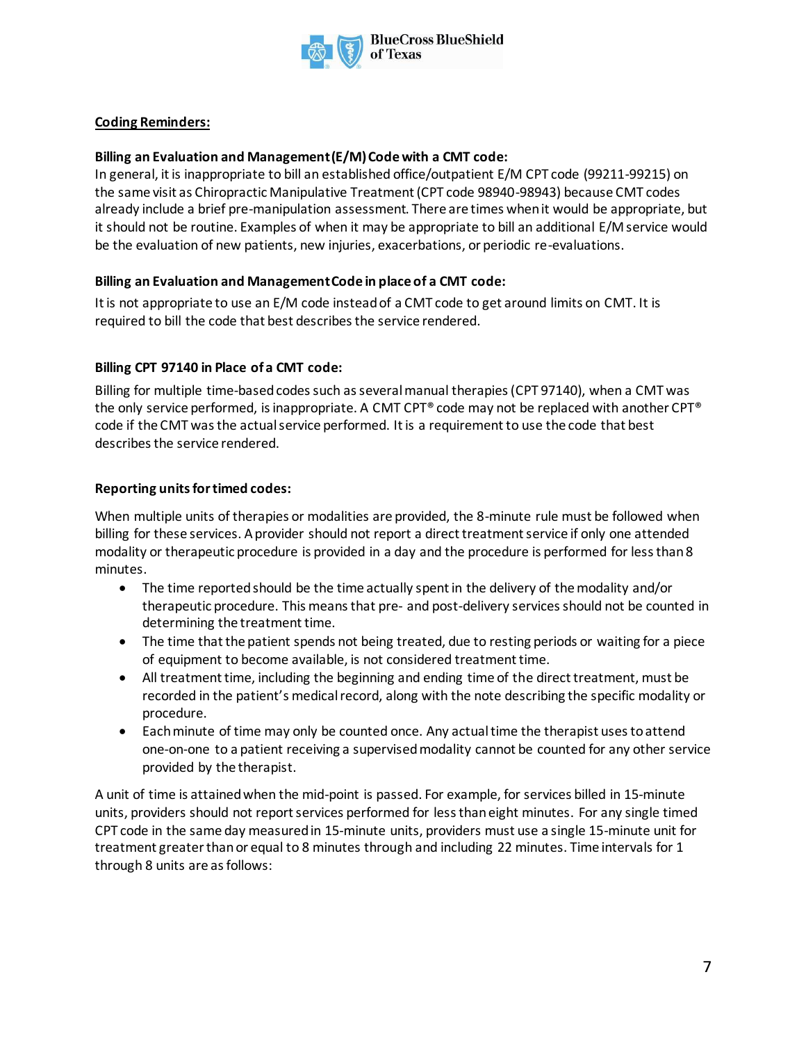## Coding Reminders:

### Billing an Evaluation and Management (E/M) Code with a CMT code:

In general, it is inappropriate to bill an established office/outpatient E/M CPT code (99211-99215) on the same visit as Chiropractic Manipulative Treatment (CPT code 98940-98943) because CMT codes already include a brief pre-manipulation assessment. There are times when it would be appropriate, but it should not be routine. Examples of when it may be appropriate to bill an additional E/M service would be the evaluation of new patients, new injuries, exacerbations, or periodic re-evaluations.

### Billing an Evaluation and Management Code in place of a CMT code:

It is not appropriate to use an E/M code instead of a CMT code to get around limits on CMT. It is required to bill the code that best describes the service rendered.

### Billing CPT 97140 in Place of a CMT code:

Billing for multiple time-based codes such as several manual therapies (CPT 97140), when a CMT was the only service performed, is inappropriate. A CMT CPT® code may not be replaced with another CPT® code if the CMT was the actual service performed. It is a requirement to use the code that best describes the service rendered.

### Reporting units for timed codes:

When multiple units of therapies or modalities are provided, the 8-minute rule must be followed when billing for these services. A provider should not report a direct treatment service if only one attended modality or therapeutic procedure is provided in a day and the procedure is performed for less than 8 minutes.

- The time reported should be the time actually spent in the delivery of the modality and/or therapeutic procedure. This means that pre- and post-delivery services should not be counted in determining the treatment time.
- The time that the patient spends not being treated, due to resting periods or waiting for a piece of equipment to become available, is not considered treatment time.
- All treatment time, including the beginning and ending time of the direct treatment, must be recorded in the patient's medical record, along with the note describing the specific modality or procedure.
- Each minute of time may only be counted once. Any actual time the therapist uses to attend one-on-one to a patient receiving a supervised modality cannot be counted for any other service provided by the therapist.

A unit of time is attained when the mid-point is passed. For example, for services billed in 15-minute units, providers should not report services performed for less than eight minutes. For any single timed CPT code in the same day measured in 15-minute units, providers must use a single 15-minute unit for treatment greater than or equal to 8 minutes through and including 22 minutes. Time intervals for 1 through 8 units are as follows: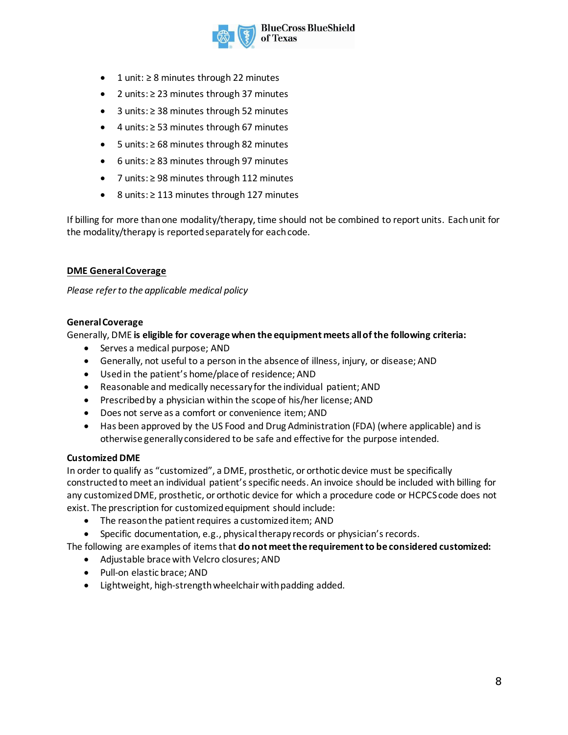- 1 unit: ≥ 8 minutes through 22 minutes
- 2 units: ≥ 23 minutes through 37 minutes
- 3 units: ≥ 38 minutes through 52 minutes
- 4 units: ≥ 53 minutes through 67 minutes
- 5 units: ≥ 68 minutes through 82 minutes
- 6 units: ≥ 83 minutes through 97 minutes
- 7 units: ≥ 98 minutes through 112 minutes
- 8 units: ≥ 113 minutes through 127 minutes

If billing for more than one modality/therapy, time should not be combined to report units. Each unit for the modality/therapy is reported separately for each code.

## DME General Coverage

*Please refer to the applicable medical policy*

**General Coverage**

Generally, DME **is eligible for coverage when the equipment meets all of the following criteria:**

- Serves a medical purpose; AND
- Generally, not useful to a person in the absence of illness, injury, or disease; AND
- Used in the patient's home/place of residence; AND
- Reasonable and medically necessary for the individual patient; AND
- Prescribed by a physician within the scope of his/her license; AND
- Does not serve as a comfort or convenience item; AND
- Has been approved by the US Food and Drug Administration (FDA) (where applicable) and is otherwise generally considered to be safe and effective for the purpose intended.

**Customized DME**

In order to qualify as "customized", a DME, prosthetic, or orthotic device must be specifically constructed to meet an individual patient's specific needs. An invoice should be included with billing for any customized DME, prosthetic, or orthotic device for which a procedure code or HCPCS code does not exist. The prescription for customized equipment should include:

- The reason the patient requires a customized item; AND
- Specific documentation, e.g., physical therapy records or physician's records.

The following are examples of items that **do not meet the requirement to be considered customized:**

- Adjustable brace with Velcro closures; AND
- Pull-on elastic brace; AND
- Lightweight, high-strength wheelchair with padding added.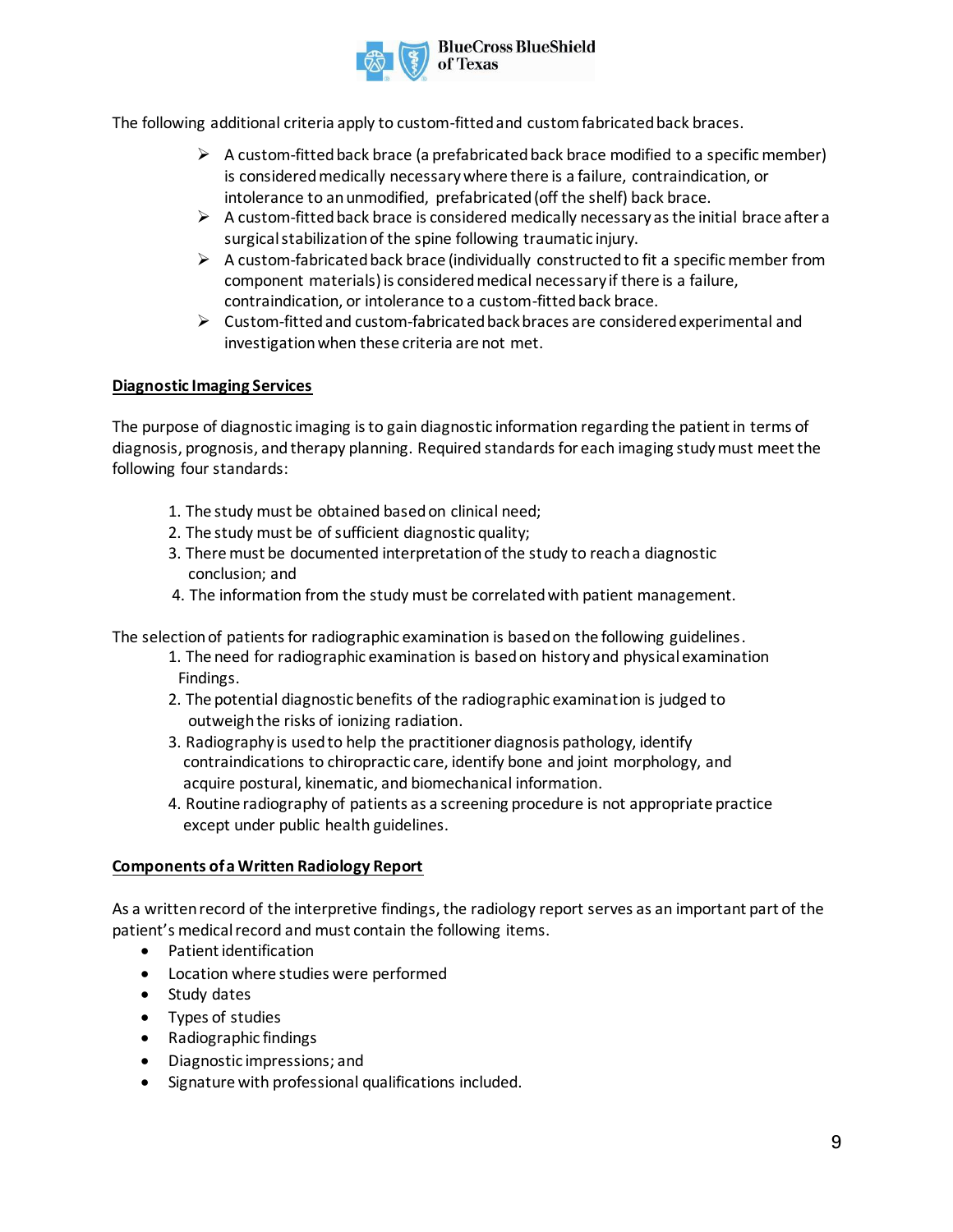The following additional criteria apply to custom-fitted and custom fabricated back braces.

- A custom-fitted back brace (a prefabricated back brace modified to a specific member) is considered medically necessary where there is a failure, contraindication, or intolerance to an unmodified, prefabricated (off the shelf) back brace.
- A custom-fitted back brace is considered medically necessary as the initial brace after a surgical stabilization of the spine following traumatic injury.
- A custom-fabricated back brace (individually constructed to fit a specific member from component materials) is considered medical necessary if there is a failure, contraindication, or intolerance to a custom-fitted back brace.
- Custom-fitted and custom-fabricated back braces are considered experimental and investigation when these criteria are not met.

**Diagnostic Imaging Services**

The purpose of diagnostic imaging is to gain diagnostic information regarding the patient in terms of diagnosis, prognosis, and therapy planning. Required standards for each imaging study must meet the following four standards:

1. The study must be obtained based on clinical need;
2. The study must be of sufficient diagnostic quality;
3. There must be documented interpretation of the study to reach a diagnostic conclusion; and
4. The information from the study must be correlated with patient management.

The selection of patients for radiographic examination is based on the following guidelines.

1. The need for radiographic examination is based on history and physical examination Findings.
2. The potential diagnostic benefits of the radiographic examination is judged to outweigh the risks of ionizing radiation.
3. Radiography is used to help the practitioner diagnosis pathology, identify contraindications to chiropractic care, identify bone and joint morphology, and acquire postural, kinematic, and biomechanical information.
4. Routine radiography of patients as a screening procedure is not appropriate practice except under public health guidelines.

**Components of a Written Radiology Report**

As a written record of the interpretive findings, the radiology report serves as an important part of the patient's medical record and must contain the following items.

- Patient identification
- Location where studies were performed
- Study dates
- Types of studies
- Radiographic findings
- Diagnostic impressions; and
- Signature with professional qualifications included.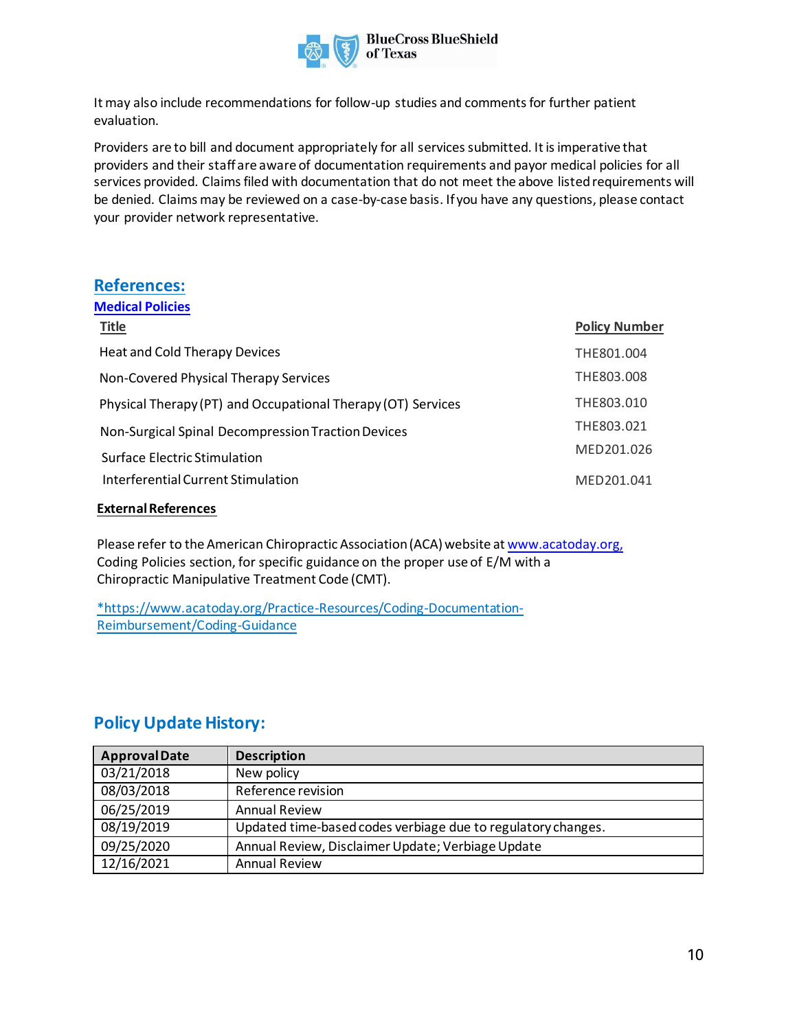It may also include recommendations for follow-up studies and comments for further patient evaluation.

Providers are to bill and document appropriately for all services submitted. It is imperative that providers and their staff are aware of documentation requirements and payor medical policies for all services provided. Claims filed with documentation that do not meet the above listed requirements will be denied. Claims may be reviewed on a case-by-case basis. If you have any questions, please contact your provider network representative.

## References:

### Medical Policies

| Title | Policy Number |
|---|---|
| Heat and Cold Therapy Devices | THE801.004 |
| Non-Covered Physical Therapy Services | THE803.008 |
| Physical Therapy (PT) and Occupational Therapy (OT) Services | THE803.010 |
| Non-Surgical Spinal Decompression Traction Devices | THE803.021 |
| Surface Electric Stimulation | MED201.026 |
| Interferential Current Stimulation | MED201.041 |

**External References**

Please refer to the American Chiropractic Association (ACA) website at www.acatoday.org, Coding Policies section, for specific guidance on the proper use of E/M with a Chiropractic Manipulative Treatment Code (CMT).

*https://www.acatoday.org/Practice-Resources/Coding-Documentation-Reimbursement/Coding-Guidance

## Policy Update History:

| Approval Date | Description |
|---|---|
| 03/21/2018 | New policy |
| 08/03/2018 | Reference revision |
| 06/25/2019 | Annual Review |
| 08/19/2019 | Updated time-based codes verbiage due to regulatory changes. |
| 09/25/2020 | Annual Review, Disclaimer Update; Verbiage Update |
| 12/16/2021 | Annual Review |